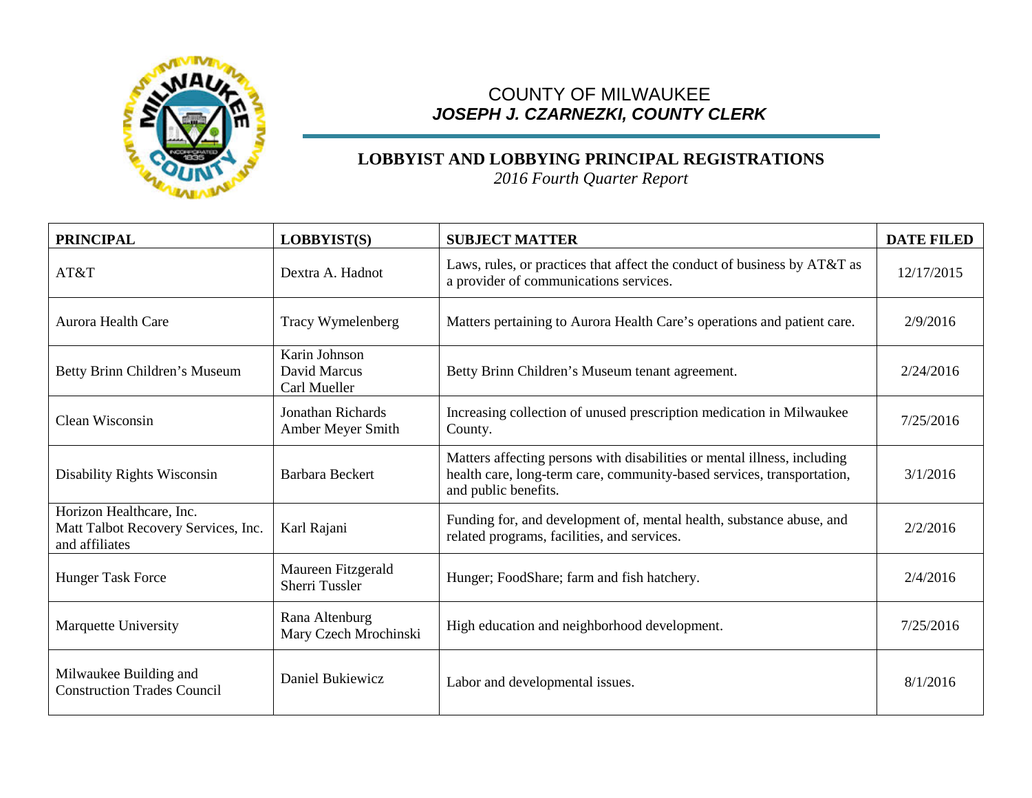COUNTY OF MILWAUKEE
***JOSEPH J. CZARNEZKI, COUNTY CLERK***

## LOBBYIST AND LOBBYING PRINCIPAL REGISTRATIONS

*2016 Fourth Quarter Report*

| PRINCIPAL | LOBBYIST(S) | SUBJECT MATTER | DATE FILED |
|---|---|---|---|
| AT&T | Dextra A. Hadnot | Laws, rules, or practices that affect the conduct of business by AT&T as a provider of communications services. | 12/17/2015 |
| Aurora Health Care | Tracy Wymelenberg | Matters pertaining to Aurora Health Care's operations and patient care. | 2/9/2016 |
| Betty Brinn Children's Museum | Karin Johnson<br>David Marcus<br>Carl Mueller | Betty Brinn Children's Museum tenant agreement. | 2/24/2016 |
| Clean Wisconsin | Jonathan Richards<br>Amber Meyer Smith | Increasing collection of unused prescription medication in Milwaukee County. | 7/25/2016 |
| Disability Rights Wisconsin | Barbara Beckert | Matters affecting persons with disabilities or mental illness, including health care, long-term care, community-based services, transportation, and public benefits. | 3/1/2016 |
| Horizon Healthcare, Inc.<br>Matt Talbot Recovery Services, Inc. and affiliates | Karl Rajani | Funding for, and development of, mental health, substance abuse, and related programs, facilities, and services. | 2/2/2016 |
| Hunger Task Force | Maureen Fitzgerald<br>Sherri Tussler | Hunger; FoodShare; farm and fish hatchery. | 2/4/2016 |
| Marquette University | Rana Altenburg<br>Mary Czech Mrochinski | High education and neighborhood development. | 7/25/2016 |
| Milwaukee Building and Construction Trades Council | Daniel Bukiewicz | Labor and developmental issues. | 8/1/2016 |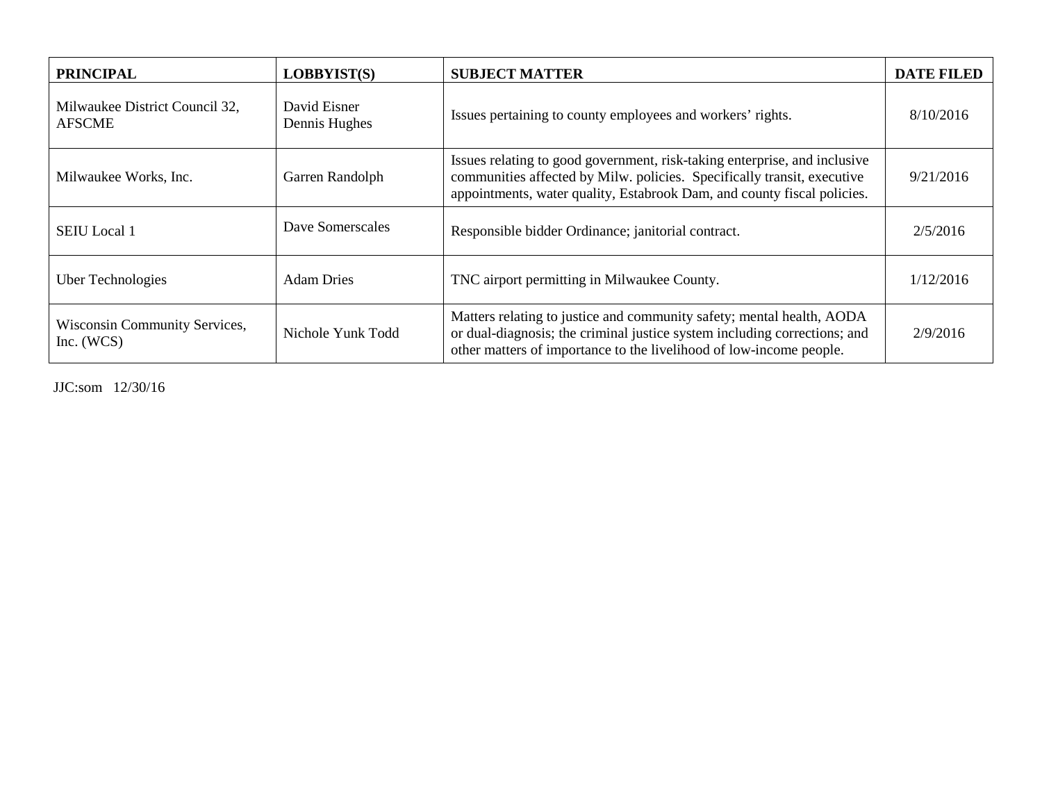| PRINCIPAL | LOBBYIST(S) | SUBJECT MATTER | DATE FILED |
| --- | --- | --- | --- |
| Milwaukee District Council 32, AFSCME | David Eisner<br>Dennis Hughes | Issues pertaining to county employees and workers' rights. | 8/10/2016 |
| Milwaukee Works, Inc. | Garren Randolph | Issues relating to good government, risk-taking enterprise, and inclusive communities affected by Milw. policies. Specifically transit, executive appointments, water quality, Estabrook Dam, and county fiscal policies. | 9/21/2016 |
| SEIU Local 1 | Dave Somerscales | Responsible bidder Ordinance; janitorial contract. | 2/5/2016 |
| Uber Technologies | Adam Dries | TNC airport permitting in Milwaukee County. | 1/12/2016 |
| Wisconsin Community Services, Inc. (WCS) | Nichole Yunk Todd | Matters relating to justice and community safety; mental health, AODA or dual-diagnosis; the criminal justice system including corrections; and other matters of importance to the livelihood of low-income people. | 2/9/2016 |

JJC:som 12/30/16